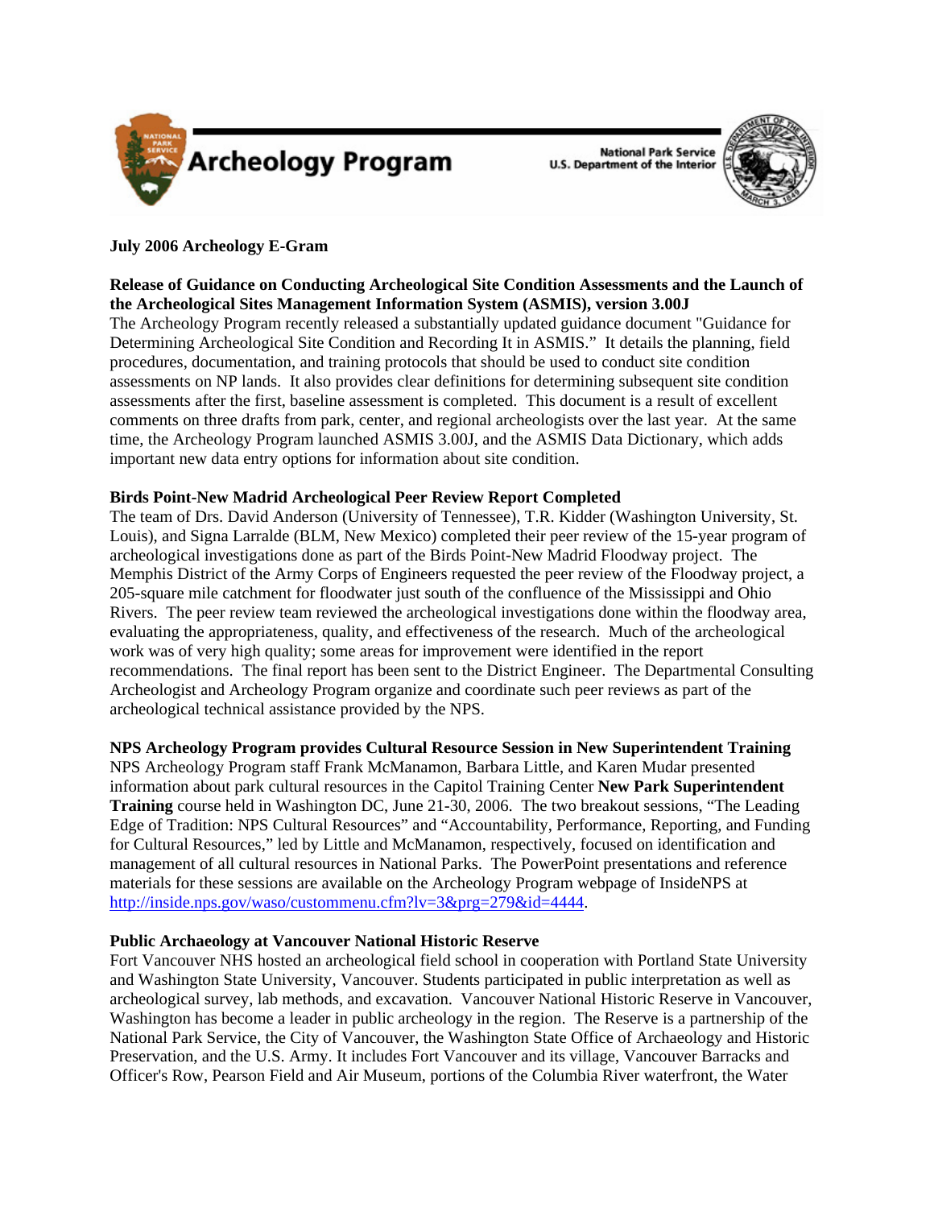# Archeology Program

National Park Service
U.S. Department of the Interior

**July 2006 Archeology E-Gram**

**Release of Guidance on Conducting Archeological Site Condition Assessments and the Launch of the Archeological Sites Management Information System (ASMIS), version 3.00J**

The Archeology Program recently released a substantially updated guidance document "Guidance for Determining Archeological Site Condition and Recording It in ASMIS." It details the planning, field procedures, documentation, and training protocols that should be used to conduct site condition assessments on NP lands. It also provides clear definitions for determining subsequent site condition assessments after the first, baseline assessment is completed. This document is a result of excellent comments on three drafts from park, center, and regional archeologists over the last year. At the same time, the Archeology Program launched ASMIS 3.00J, and the ASMIS Data Dictionary, which adds important new data entry options for information about site condition.

**Birds Point-New Madrid Archeological Peer Review Report Completed**

The team of Drs. David Anderson (University of Tennessee), T.R. Kidder (Washington University, St. Louis), and Signa Larralde (BLM, New Mexico) completed their peer review of the 15-year program of archeological investigations done as part of the Birds Point-New Madrid Floodway project. The Memphis District of the Army Corps of Engineers requested the peer review of the Floodway project, a 205-square mile catchment for floodwater just south of the confluence of the Mississippi and Ohio Rivers. The peer review team reviewed the archeological investigations done within the floodway area, evaluating the appropriateness, quality, and effectiveness of the research. Much of the archeological work was of very high quality; some areas for improvement were identified in the report recommendations. The final report has been sent to the District Engineer. The Departmental Consulting Archeologist and Archeology Program organize and coordinate such peer reviews as part of the archeological technical assistance provided by the NPS.

**NPS Archeology Program provides Cultural Resource Session in New Superintendent Training**

NPS Archeology Program staff Frank McManamon, Barbara Little, and Karen Mudar presented information about park cultural resources in the Capitol Training Center **New Park Superintendent Training** course held in Washington DC, June 21-30, 2006. The two breakout sessions, "The Leading Edge of Tradition: NPS Cultural Resources" and "Accountability, Performance, Reporting, and Funding for Cultural Resources," led by Little and McManamon, respectively, focused on identification and management of all cultural resources in National Parks. The PowerPoint presentations and reference materials for these sessions are available on the Archeology Program webpage of InsideNPS at http://inside.nps.gov/waso/custommenu.cfm?lv=3&prg=279&id=4444.

**Public Archaeology at Vancouver National Historic Reserve**

Fort Vancouver NHS hosted an archeological field school in cooperation with Portland State University and Washington State University, Vancouver. Students participated in public interpretation as well as archeological survey, lab methods, and excavation. Vancouver National Historic Reserve in Vancouver, Washington has become a leader in public archeology in the region. The Reserve is a partnership of the National Park Service, the City of Vancouver, the Washington State Office of Archaeology and Historic Preservation, and the U.S. Army. It includes Fort Vancouver and its village, Vancouver Barracks and Officer's Row, Pearson Field and Air Museum, portions of the Columbia River waterfront, the Water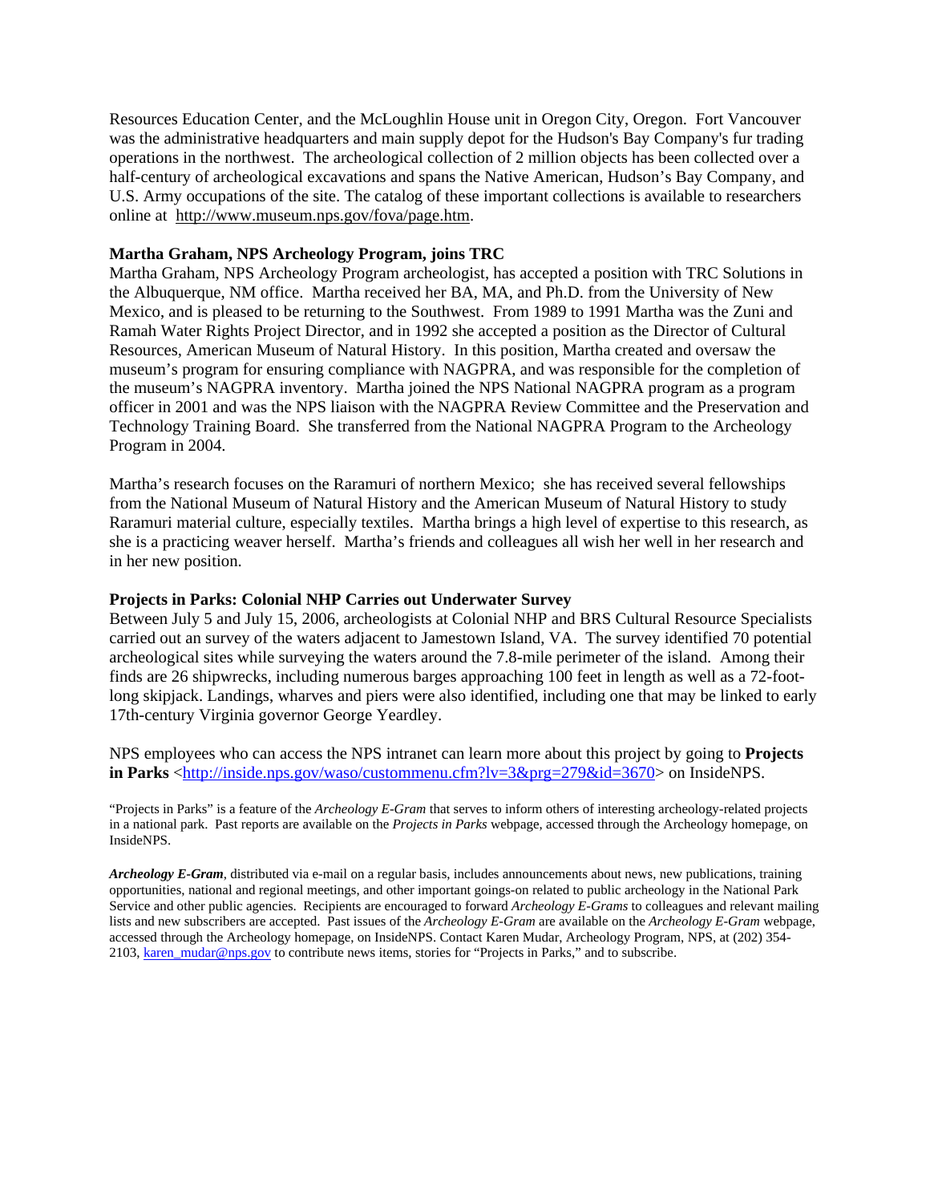Resources Education Center, and the McLoughlin House unit in Oregon City, Oregon. Fort Vancouver was the administrative headquarters and main supply depot for the Hudson's Bay Company's fur trading operations in the northwest. The archeological collection of 2 million objects has been collected over a half-century of archeological excavations and spans the Native American, Hudson's Bay Company, and U.S. Army occupations of the site. The catalog of these important collections is available to researchers online at http://www.museum.nps.gov/fova/page.htm.

**Martha Graham, NPS Archeology Program, joins TRC**

Martha Graham, NPS Archeology Program archeologist, has accepted a position with TRC Solutions in the Albuquerque, NM office. Martha received her BA, MA, and Ph.D. from the University of New Mexico, and is pleased to be returning to the Southwest. From 1989 to 1991 Martha was the Zuni and Ramah Water Rights Project Director, and in 1992 she accepted a position as the Director of Cultural Resources, American Museum of Natural History. In this position, Martha created and oversaw the museum's program for ensuring compliance with NAGPRA, and was responsible for the completion of the museum's NAGPRA inventory. Martha joined the NPS National NAGPRA program as a program officer in 2001 and was the NPS liaison with the NAGPRA Review Committee and the Preservation and Technology Training Board. She transferred from the National NAGPRA Program to the Archeology Program in 2004.

Martha's research focuses on the Raramuri of northern Mexico; she has received several fellowships from the National Museum of Natural History and the American Museum of Natural History to study Raramuri material culture, especially textiles. Martha brings a high level of expertise to this research, as she is a practicing weaver herself. Martha's friends and colleagues all wish her well in her research and in her new position.

**Projects in Parks: Colonial NHP Carries out Underwater Survey**

Between July 5 and July 15, 2006, archeologists at Colonial NHP and BRS Cultural Resource Specialists carried out an survey of the waters adjacent to Jamestown Island, VA. The survey identified 70 potential archeological sites while surveying the waters around the 7.8-mile perimeter of the island. Among their finds are 26 shipwrecks, including numerous barges approaching 100 feet in length as well as a 72-foot-long skipjack. Landings, wharves and piers were also identified, including one that may be linked to early 17th-century Virginia governor George Yeardley.

NPS employees who can access the NPS intranet can learn more about this project by going to **Projects in Parks** <http://inside.nps.gov/waso/custommenu.cfm?lv=3&prg=279&id=3670> on InsideNPS.

"Projects in Parks" is a feature of the *Archeology E-Gram* that serves to inform others of interesting archeology-related projects in a national park. Past reports are available on the *Projects in Parks* webpage, accessed through the Archeology homepage, on InsideNPS.

***Archeology E-Gram***, distributed via e-mail on a regular basis, includes announcements about news, new publications, training opportunities, national and regional meetings, and other important goings-on related to public archeology in the National Park Service and other public agencies. Recipients are encouraged to forward *Archeology E-Grams* to colleagues and relevant mailing lists and new subscribers are accepted. Past issues of the *Archeology E-Gram* are available on the *Archeology E-Gram* webpage, accessed through the Archeology homepage, on InsideNPS. Contact Karen Mudar, Archeology Program, NPS, at (202) 354-2103, karen_mudar@nps.gov to contribute news items, stories for "Projects in Parks," and to subscribe.